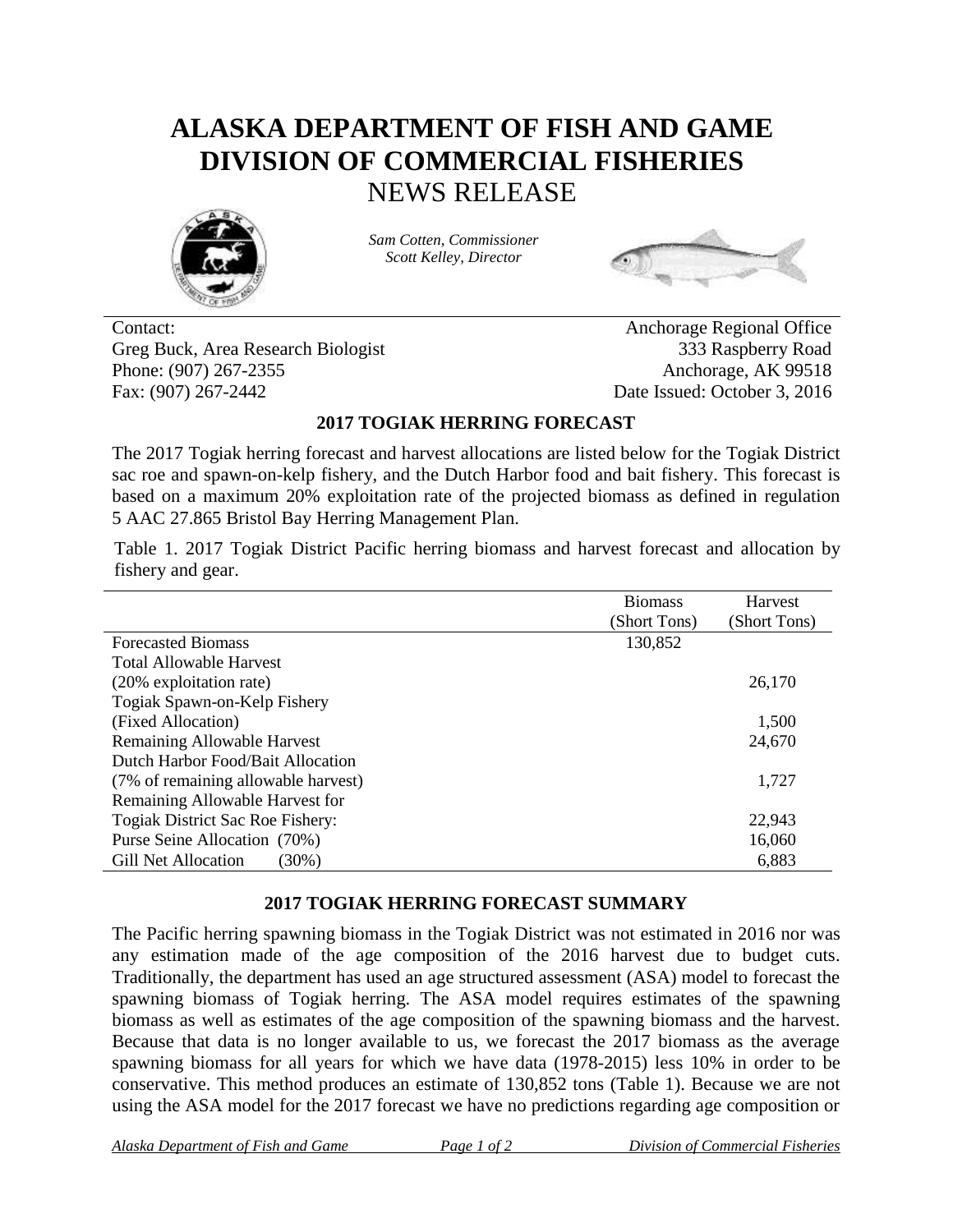# ALASKA DEPARTMENT OF FISH AND GAME
# DIVISION OF COMMERCIAL FISHERIES
## NEWS RELEASE

*Sam Cotten, Commissioner*
*Scott Kelley, Director*

Contact:
Greg Buck, Area Research Biologist
Phone: (907) 267-2355
Fax: (907) 267-2442

Anchorage Regional Office
333 Raspberry Road
Anchorage, AK 99518
Date Issued: October 3, 2016

### 2017 TOGIAK HERRING FORECAST

The 2017 Togiak herring forecast and harvest allocations are listed below for the Togiak District sac roe and spawn-on-kelp fishery, and the Dutch Harbor food and bait fishery. This forecast is based on a maximum 20% exploitation rate of the projected biomass as defined in regulation 5 AAC 27.865 Bristol Bay Herring Management Plan.

Table 1. 2017 Togiak District Pacific herring biomass and harvest forecast and allocation by fishery and gear.

| | Biomass (Short Tons) | Harvest (Short Tons) |
|---|---|---|
| Forecasted Biomass | 130,852 | |
| Total Allowable Harvest (20% exploitation rate) | | 26,170 |
| Togiak Spawn-on-Kelp Fishery (Fixed Allocation) | | 1,500 |
| Remaining Allowable Harvest | | 24,670 |
| Dutch Harbor Food/Bait Allocation (7% of remaining allowable harvest) | | 1,727 |
| Remaining Allowable Harvest for Togiak District Sac Roe Fishery: | | 22,943 |
| Purse Seine Allocation (70%) | | 16,060 |
| Gill Net Allocation (30%) | | 6,883 |

### 2017 TOGIAK HERRING FORECAST SUMMARY

The Pacific herring spawning biomass in the Togiak District was not estimated in 2016 nor was any estimation made of the age composition of the 2016 harvest due to budget cuts. Traditionally, the department has used an age structured assessment (ASA) model to forecast the spawning biomass of Togiak herring. The ASA model requires estimates of the spawning biomass as well as estimates of the age composition of the spawning biomass and the harvest. Because that data is no longer available to us, we forecast the 2017 biomass as the average spawning biomass for all years for which we have data (1978-2015) less 10% in order to be conservative. This method produces an estimate of 130,852 tons (Table 1). Because we are not using the ASA model for the 2017 forecast we have no predictions regarding age composition or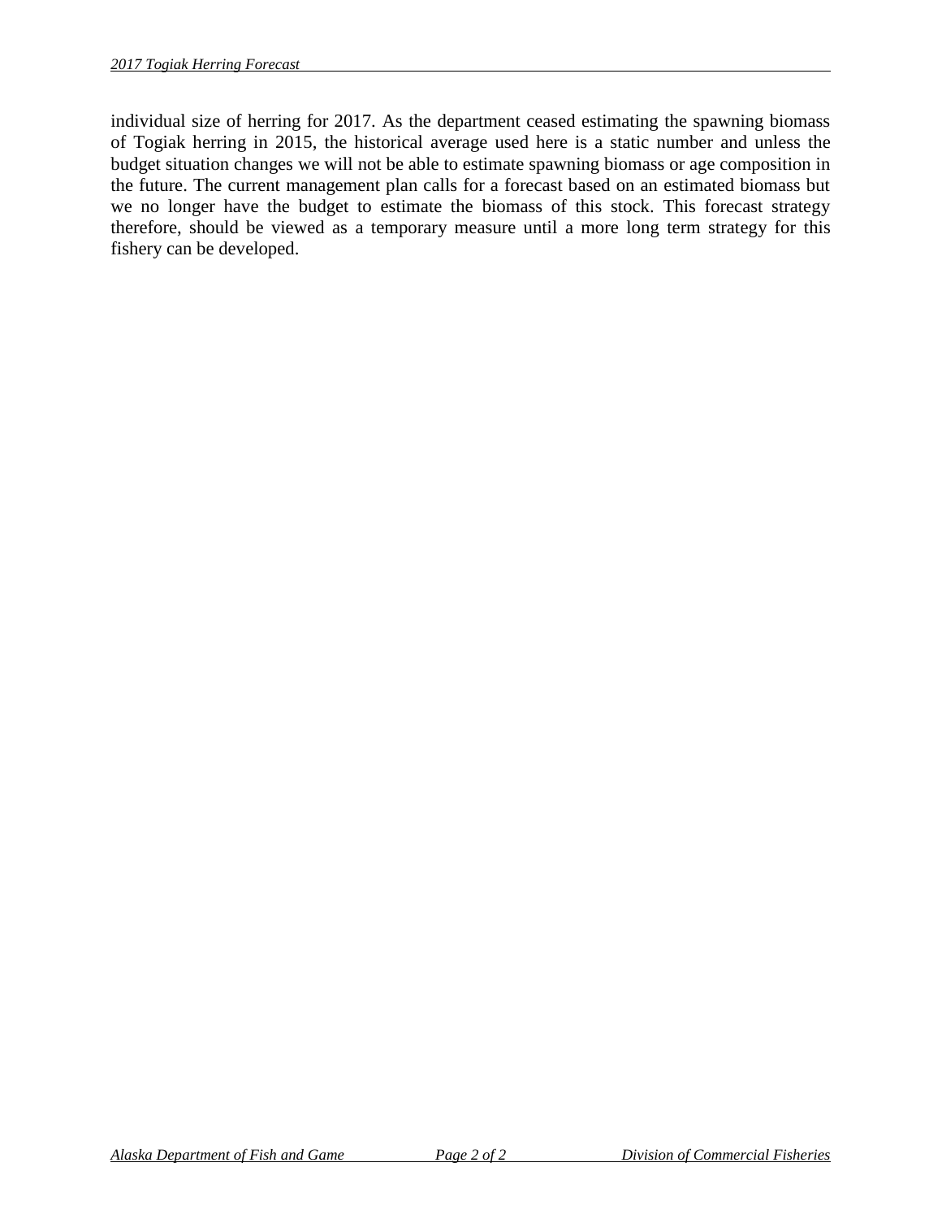individual size of herring for 2017. As the department ceased estimating the spawning biomass of Togiak herring in 2015, the historical average used here is a static number and unless the budget situation changes we will not be able to estimate spawning biomass or age composition in the future. The current management plan calls for a forecast based on an estimated biomass but we no longer have the budget to estimate the biomass of this stock. This forecast strategy therefore, should be viewed as a temporary measure until a more long term strategy for this fishery can be developed.